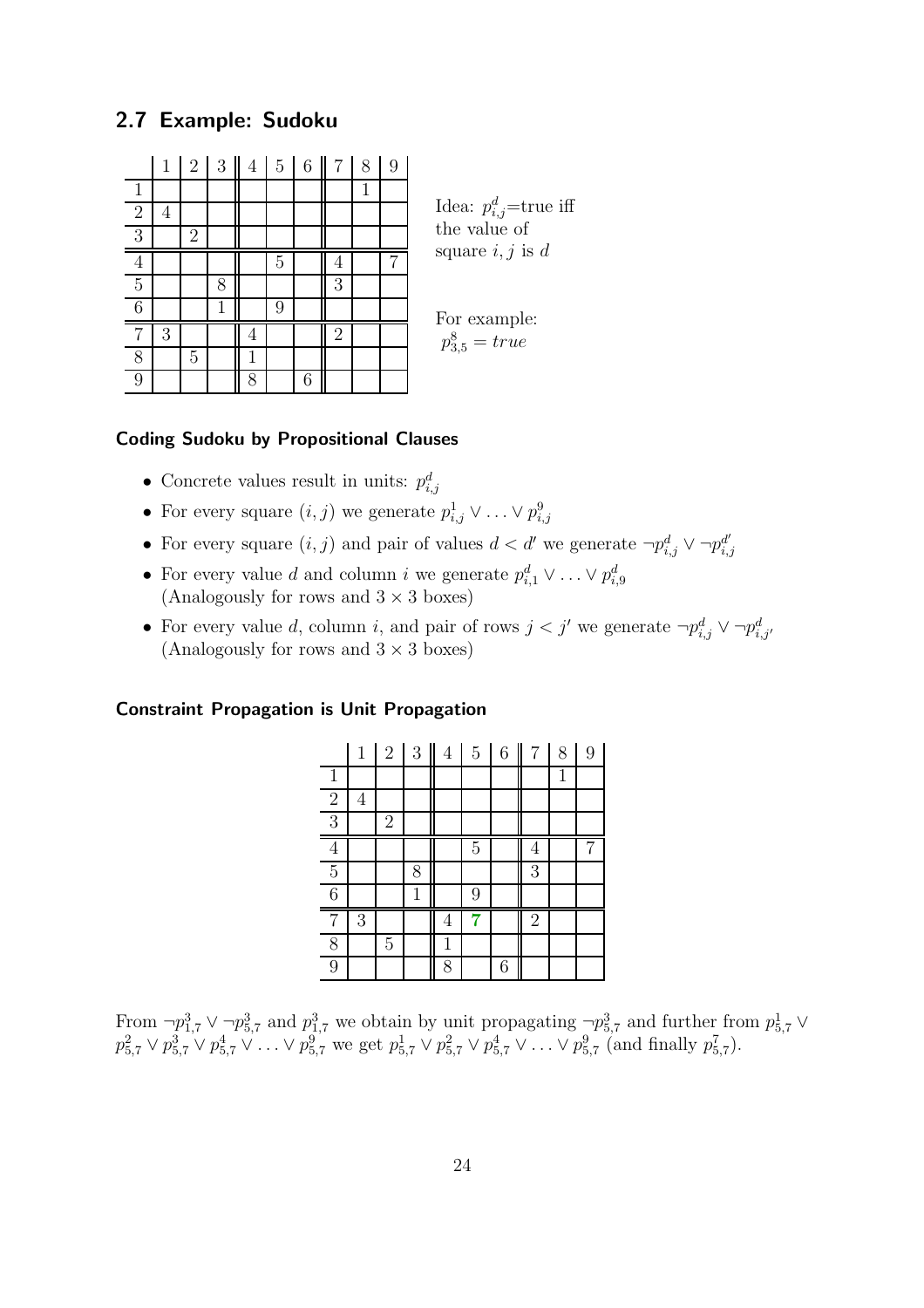## 2.7 Example: Sudoku

|   | 1 | 2 | 3 | 4 | 5 | 6 | 7 | 8 | 9 |
|---|---|---|---|---|---|---|---|---|---|
| 1 |   |   |   |   |   |   |   | 1 |   |
| 2 | 4 |   |   |   |   |   |   |   |   |
| 3 |   | 2 |   |   |   |   |   |   |   |
| 4 |   |   |   |   | 5 |   | 4 |   | 7 |
| 5 |   |   | 8 |   |   |   | 3 |   |   |
| 6 |   |   | 1 |   | 9 |   |   |   |   |
| 7 | 3 |   |   | 4 |   |   | 2 |   |   |
| 8 |   | 5 |   | 1 |   |   |   |   |   |
| 9 |   |   |   | 8 |   | 6 |   |   |   |

Idea: $p^d_{i,j}$=true iff the value of square $i, j$ is $d$

For example: $p^8_{3,5} = true$

### Coding Sudoku by Propositional Clauses

- Concrete values result in units: $p^d_{i,j}$
- For every square $(i, j)$ we generate $p^1_{i,j} \vee \ldots \vee p^9_{i,j}$
- For every square $(i, j)$ and pair of values $d < d'$ we generate $\neg p^d_{i,j} \vee \neg p^{d'}_{i,j}$
- For every value $d$ and column $i$ we generate $p^d_{i,1} \vee \ldots \vee p^d_{i,9}$ (Analogously for rows and $3 \times 3$ boxes)
- For every value $d$, column $i$, and pair of rows $j < j'$ we generate $\neg p^d_{i,j} \vee \neg p^d_{i,j'}$ (Analogously for rows and $3 \times 3$ boxes)

### Constraint Propagation is Unit Propagation

|   | 1 | 2 | 3 | 4 | 5 | 6 | 7 | 8 | 9 |
|---|---|---|---|---|---|---|---|---|---|
| 1 |   |   |   |   |   |   |   | 1 |   |
| 2 | 4 |   |   |   |   |   |   |   |   |
| 3 |   | 2 |   |   |   |   |   |   |   |
| 4 |   |   |   |   | 5 |   | 4 |   | 7 |
| 5 |   |   | 8 |   |   |   | 3 |   |   |
| 6 |   |   | 1 |   | 9 |   |   |   |   |
| 7 | 3 |   |   | 4 | **7** |   | 2 |   |   |
| 8 |   | 5 |   | 1 |   |   |   |   |   |
| 9 |   |   |   | 8 |   | 6 |   |   |   |

From $\neg p^3_{1,7} \vee \neg p^3_{5,7}$ and $p^3_{1,7}$ we obtain by unit propagating $\neg p^3_{5,7}$ and further from $p^1_{5,7} \vee p^2_{5,7} \vee p^3_{5,7} \vee p^4_{5,7} \vee \ldots \vee p^9_{5,7}$ we get $p^1_{5,7} \vee p^2_{5,7} \vee p^4_{5,7} \vee \ldots \vee p^9_{5,7}$ (and finally $p^7_{5,7}$).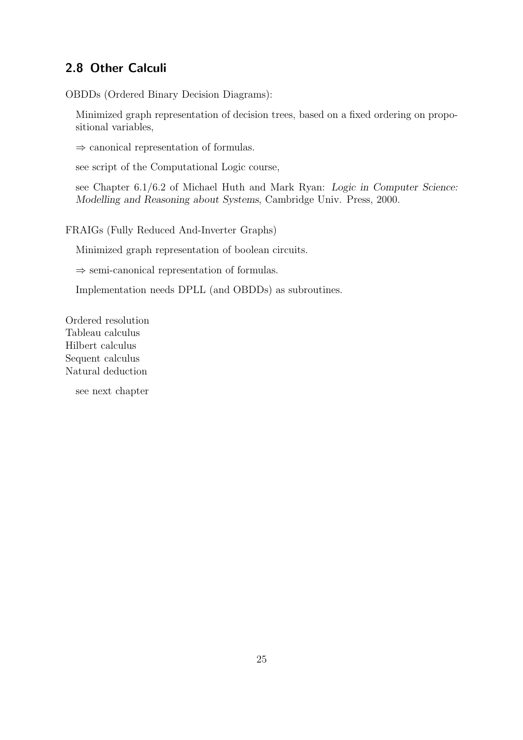## 2.8 Other Calculi

OBDDs (Ordered Binary Decision Diagrams):

Minimized graph representation of decision trees, based on a fixed ordering on propositional variables,

$\Rightarrow$ canonical representation of formulas.

see script of the Computational Logic course,

see Chapter 6.1/6.2 of Michael Huth and Mark Ryan: *Logic in Computer Science: Modelling and Reasoning about Systems*, Cambridge Univ. Press, 2000.

FRAIGs (Fully Reduced And-Inverter Graphs)

Minimized graph representation of boolean circuits.

$\Rightarrow$ semi-canonical representation of formulas.

Implementation needs DPLL (and OBDDs) as subroutines.

Ordered resolution
Tableau calculus
Hilbert calculus
Sequent calculus
Natural deduction

see next chapter